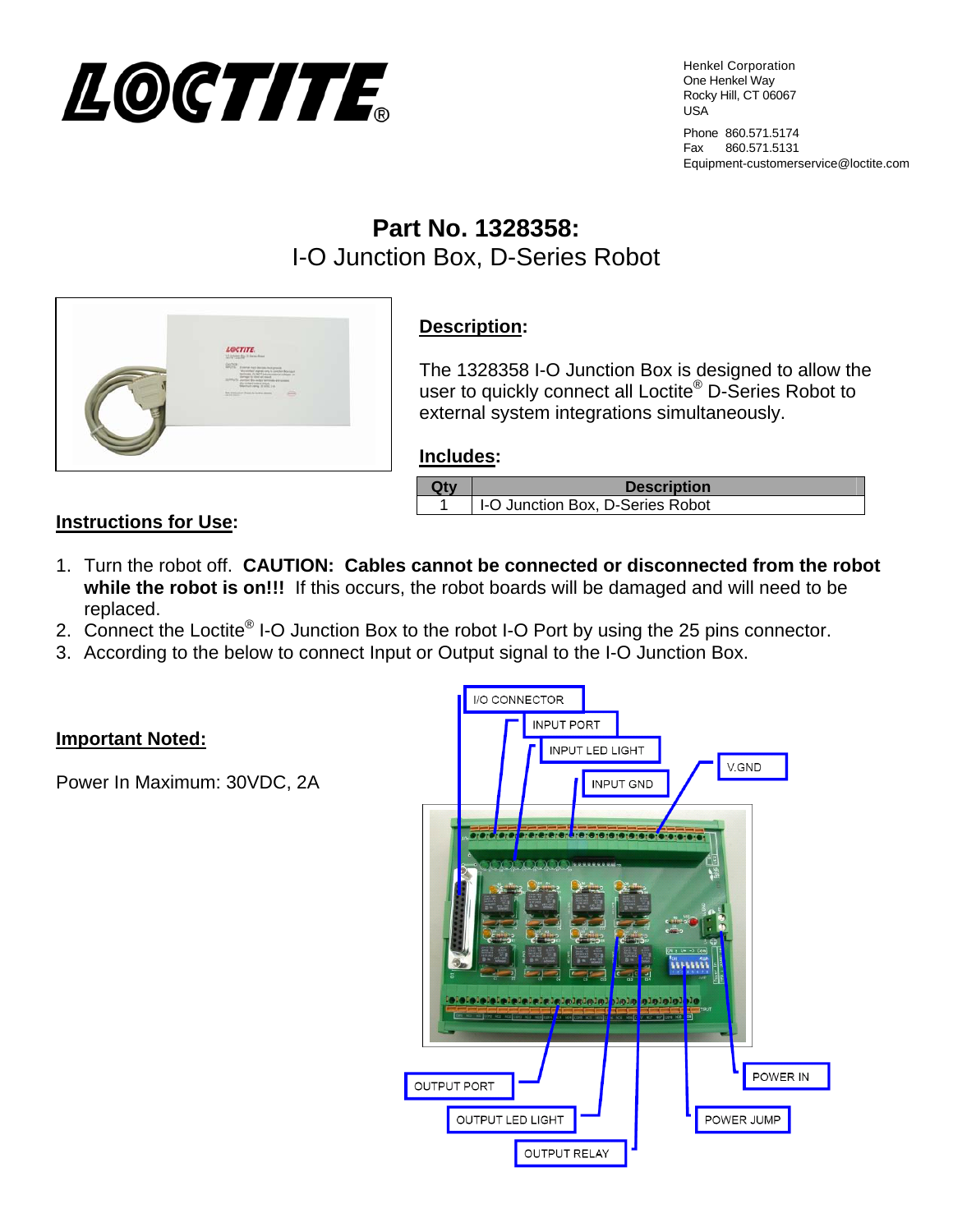Henkel Corporation
One Henkel Way
Rocky Hill, CT 06067
USA

Phone 860.571.5174
Fax 860.571.5131
Equipment-customerservice@loctite.com

# Part No. 1328358:
## I-O Junction Box, D-Series Robot

**Description:**

The 1328358 I-O Junction Box is designed to allow the user to quickly connect all Loctite® D-Series Robot to external system integrations simultaneously.

**Includes:**

| Qty | Description |
|---|---|
| 1 | I-O Junction Box, D-Series Robot |

**Instructions for Use:**

1. Turn the robot off. **CAUTION: Cables cannot be connected or disconnected from the robot while the robot is on!!!** If this occurs, the robot boards will be damaged and will need to be replaced.
2. Connect the Loctite® I-O Junction Box to the robot I-O Port by using the 25 pins connector.
3. According to the below to connect Input or Output signal to the I-O Junction Box.

**Important Noted:**

Power In Maximum: 30VDC, 2A

I/O CONNECTOR
INPUT PORT
INPUT LED LIGHT
INPUT GND
V.GND
OUTPUT PORT
OUTPUT LED LIGHT
OUTPUT RELAY
POWER IN
POWER JUMP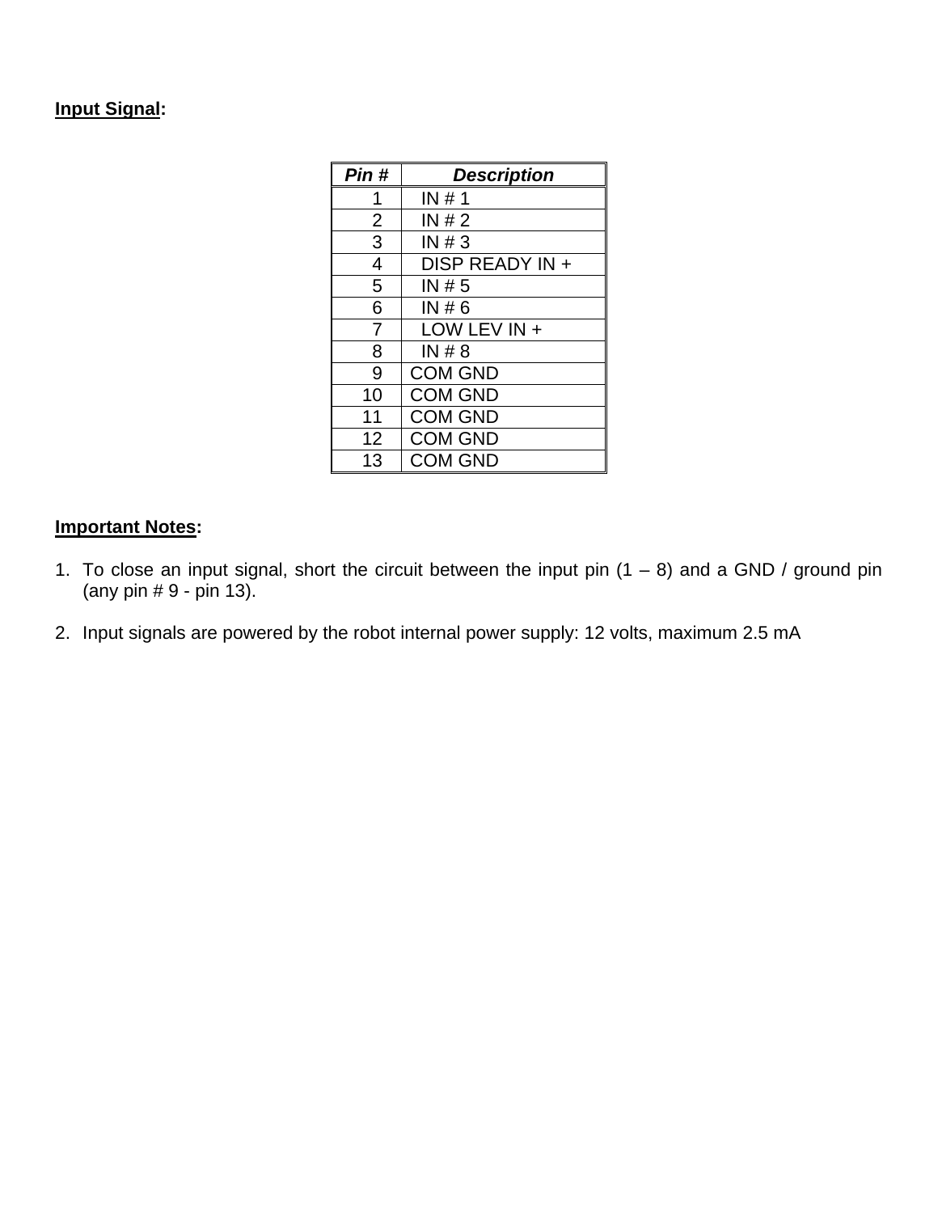**Input Signal:**

| *Pin #* | *Description* |
|---|---|
| 1 | IN # 1 |
| 2 | IN # 2 |
| 3 | IN # 3 |
| 4 | DISP READY IN + |
| 5 | IN # 5 |
| 6 | IN # 6 |
| 7 | LOW LEV IN + |
| 8 | IN # 8 |
| 9 | COM GND |
| 10 | COM GND |
| 11 | COM GND |
| 12 | COM GND |
| 13 | COM GND |

**Important Notes:**

1. To close an input signal, short the circuit between the input pin (1 – 8) and a GND / ground pin (any pin # 9 - pin 13).

2. Input signals are powered by the robot internal power supply: 12 volts, maximum 2.5 mA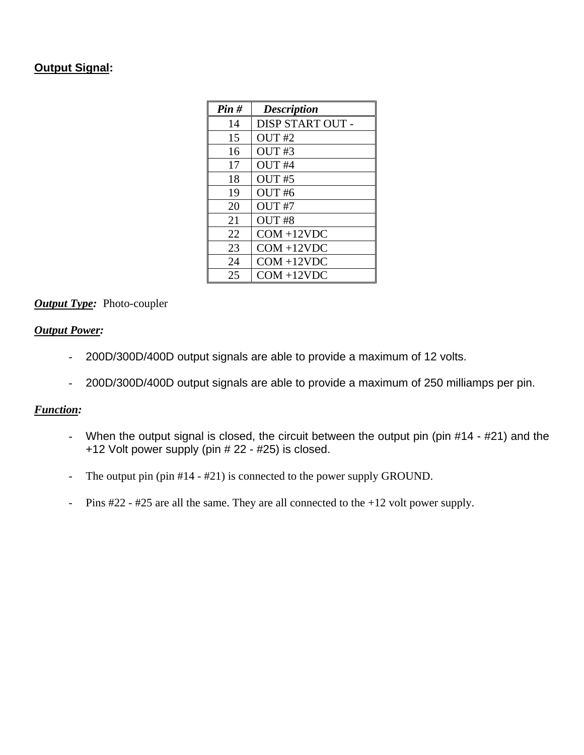## Output Signal:

| Pin # | Description |
|---|---|
| 14 | DISP START OUT - |
| 15 | OUT #2 |
| 16 | OUT #3 |
| 17 | OUT #4 |
| 18 | OUT #5 |
| 19 | OUT #6 |
| 20 | OUT #7 |
| 21 | OUT #8 |
| 22 | COM +12VDC |
| 23 | COM +12VDC |
| 24 | COM +12VDC |
| 25 | COM +12VDC |

***Output Type:*** Photo-coupler

***Output Power:***

- 200D/300D/400D output signals are able to provide a maximum of 12 volts.
- 200D/300D/400D output signals are able to provide a maximum of 250 milliamps per pin.

***Function:***

- When the output signal is closed, the circuit between the output pin (pin #14 - #21) and the +12 Volt power supply (pin # 22 - #25) is closed.
- The output pin (pin #14 - #21) is connected to the power supply GROUND.
- Pins #22 - #25 are all the same. They are all connected to the +12 volt power supply.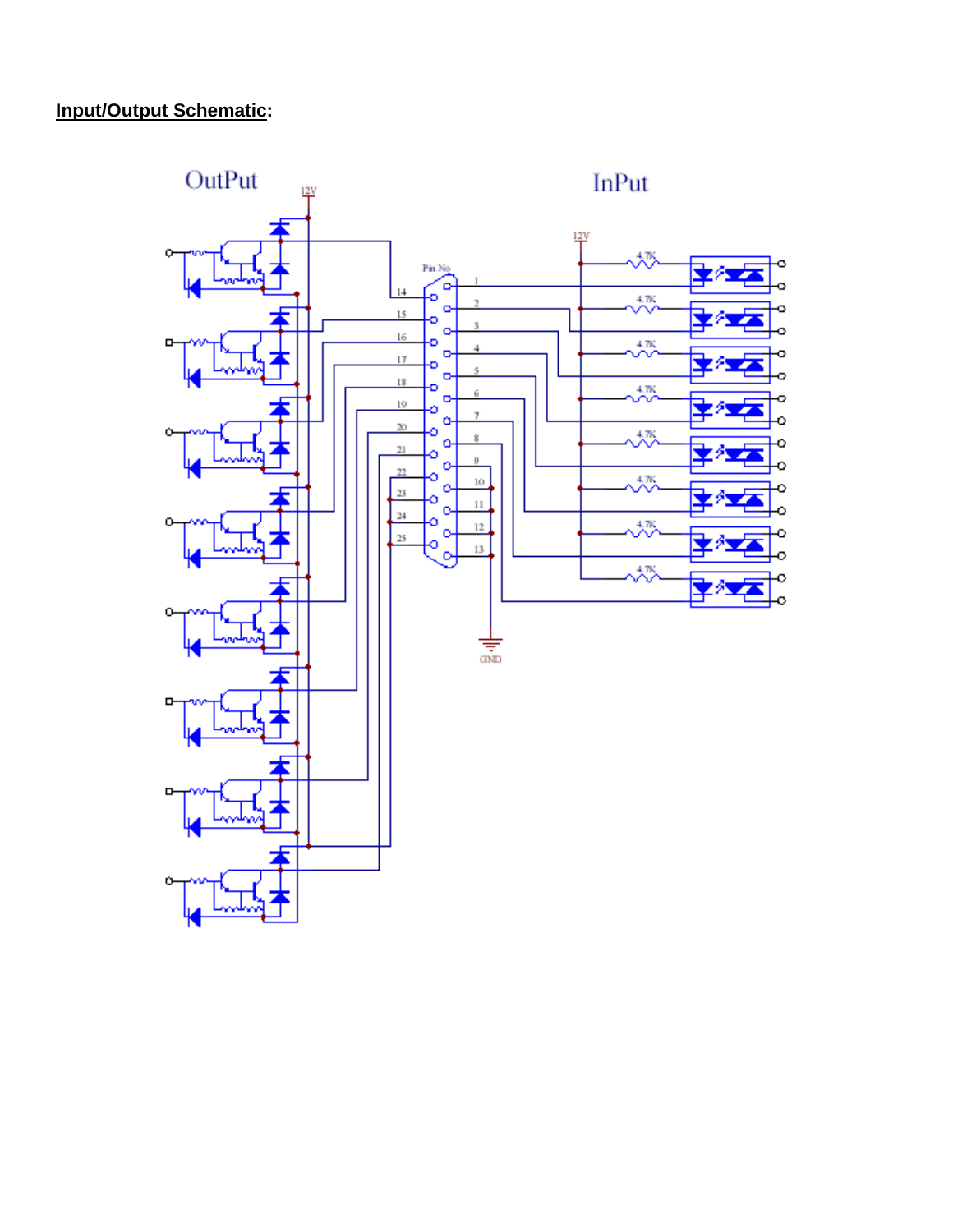**Input/Output Schematic**: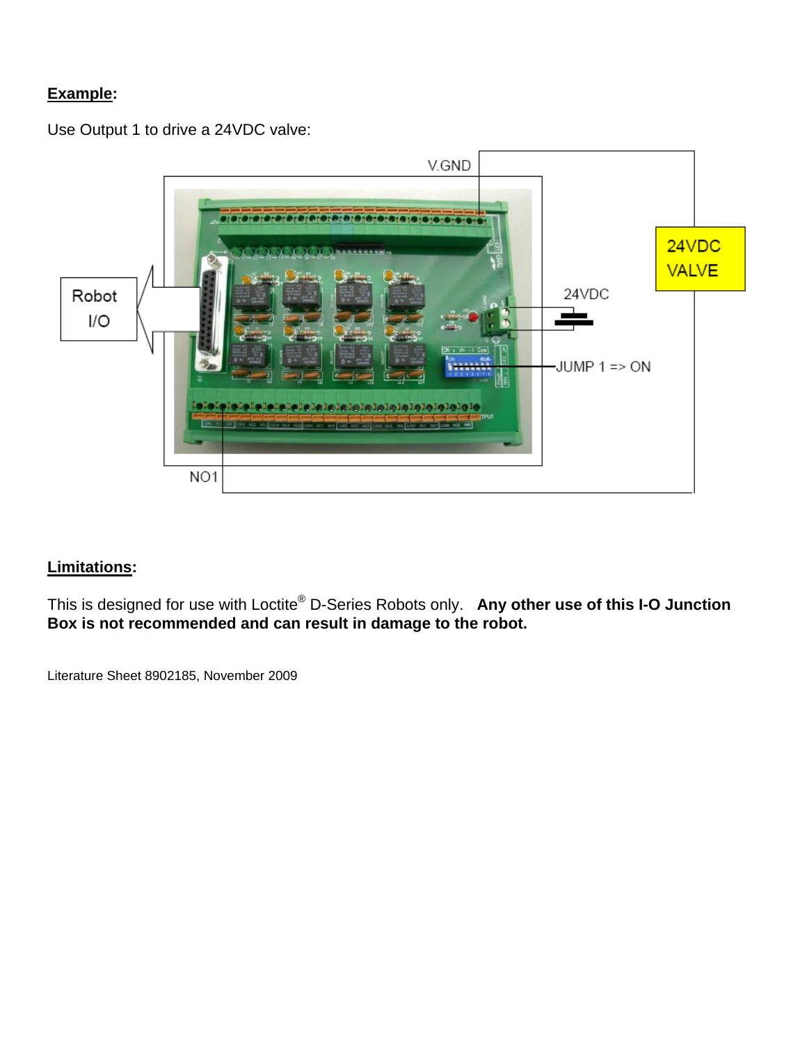**Example**:

Use Output 1 to drive a 24VDC valve:

V.GND

Robot I/O

24VDC

24VDC VALVE

JUMP 1 => ON

NO1

**Limitations**:

This is designed for use with Loctite® D-Series Robots only. **Any other use of this I-O Junction Box is not recommended and can result in damage to the robot.**

Literature Sheet 8902185, November 2009